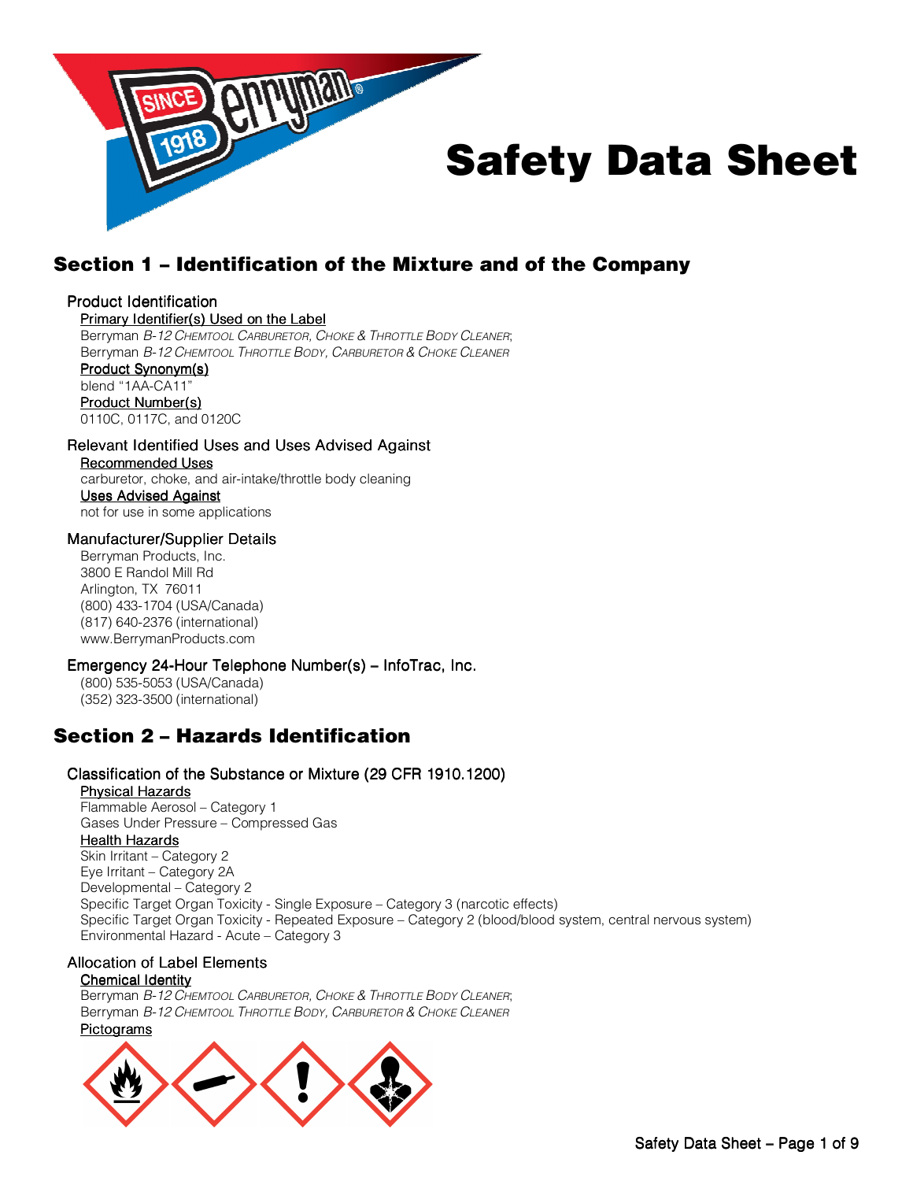# Safety Data Sheet

## Section 1 – Identification of the Mixture and of the Company

### Product Identification

Primary Identifier(s) Used on the Label

Berryman *B-12 Chemtool Carburetor, Choke & Throttle Body Cleaner*;
Berryman *B-12 Chemtool Throttle Body, Carburetor & Choke Cleaner*

Product Synonym(s)

blend "1AA-CA11"

Product Number(s)

0110C, 0117C, and 0120C

### Relevant Identified Uses and Uses Advised Against

Recommended Uses

carburetor, choke, and air-intake/throttle body cleaning

Uses Advised Against

not for use in some applications

### Manufacturer/Supplier Details

Berryman Products, Inc.
3800 E Randol Mill Rd
Arlington, TX 76011
(800) 433-1704 (USA/Canada)
(817) 640-2376 (international)
www.BerrymanProducts.com

### Emergency 24-Hour Telephone Number(s) – InfoTrac, Inc.

(800) 535-5053 (USA/Canada)
(352) 323-3500 (international)

## Section 2 – Hazards Identification

### Classification of the Substance or Mixture (29 CFR 1910.1200)

Physical Hazards

Flammable Aerosol – Category 1
Gases Under Pressure – Compressed Gas

Health Hazards

Skin Irritant – Category 2
Eye Irritant – Category 2A
Developmental – Category 2
Specific Target Organ Toxicity - Single Exposure – Category 3 (narcotic effects)
Specific Target Organ Toxicity - Repeated Exposure – Category 2 (blood/blood system, central nervous system)
Environmental Hazard - Acute – Category 3

### Allocation of Label Elements

Chemical Identity

Berryman *B-12 Chemtool Carburetor, Choke & Throttle Body Cleaner*;
Berryman *B-12 Chemtool Throttle Body, Carburetor & Choke Cleaner*

Pictograms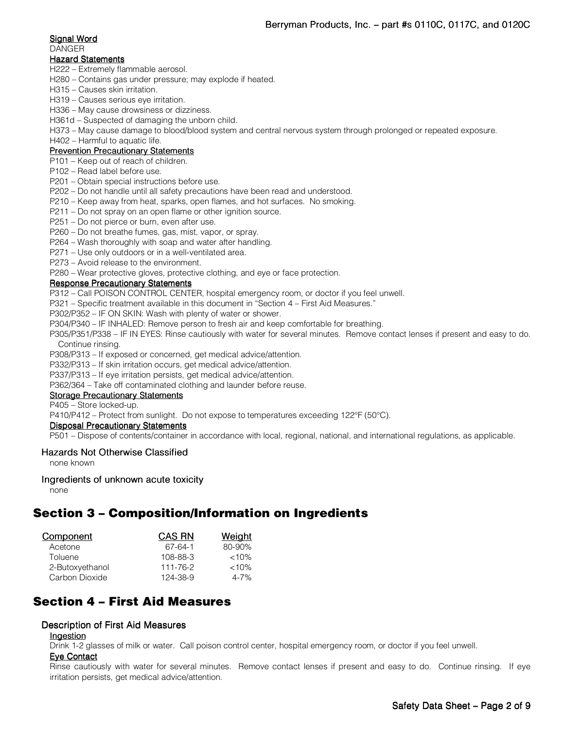#### Signal Word

DANGER

#### Hazard Statements

H222 – Extremely flammable aerosol.
H280 – Contains gas under pressure; may explode if heated.
H315 – Causes skin irritation.
H319 – Causes serious eye irritation.
H336 – May cause drowsiness or dizziness.
H361d – Suspected of damaging the unborn child.
H373 – May cause damage to blood/blood system and central nervous system through prolonged or repeated exposure.
H402 – Harmful to aquatic life.

#### Prevention Precautionary Statements

P101 – Keep out of reach of children.
P102 – Read label before use.
P201 – Obtain special instructions before use.
P202 – Do not handle until all safety precautions have been read and understood.
P210 – Keep away from heat, sparks, open flames, and hot surfaces. No smoking.
P211 – Do not spray on an open flame or other ignition source.
P251 – Do not pierce or burn, even after use.
P260 – Do not breathe fumes, gas, mist, vapor, or spray.
P264 – Wash thoroughly with soap and water after handling.
P271 – Use only outdoors or in a well-ventilated area.
P273 – Avoid release to the environment.
P280 – Wear protective gloves, protective clothing, and eye or face protection.

#### Response Precautionary Statements

P312 – Call POISON CONTROL CENTER, hospital emergency room, or doctor if you feel unwell.
P321 – Specific treatment available in this document in "Section 4 – First Aid Measures."
P302/P352 – IF ON SKIN: Wash with plenty of water or shower.
P304/P340 – IF INHALED: Remove person to fresh air and keep comfortable for breathing.
P305/P351/P338 – IF IN EYES: Rinse cautiously with water for several minutes. Remove contact lenses if present and easy to do. Continue rinsing.
P308/P313 – If exposed or concerned, get medical advice/attention.
P332/P313 – If skin irritation occurs, get medical advice/attention.
P337/P313 – If eye irritation persists, get medical advice/attention.
P362/364 – Take off contaminated clothing and launder before reuse.

#### Storage Precautionary Statements

P405 – Store locked-up.
P410/P412 – Protect from sunlight. Do not expose to temperatures exceeding 122°F (50°C).

#### Disposal Precautionary Statements

P501 – Dispose of contents/container in accordance with local, regional, national, and international regulations, as applicable.

### Hazards Not Otherwise Classified

none known

### Ingredients of unknown acute toxicity

none

## Section 3 – Composition/Information on Ingredients

| Component | CAS RN | Weight |
|---|---|---|
| Acetone | 67-64-1 | 80-90% |
| Toluene | 108-88-3 | <10% |
| 2-Butoxyethanol | 111-76-2 | <10% |
| Carbon Dioxide | 124-38-9 | 4-7% |

## Section 4 – First Aid Measures

### Description of First Aid Measures

#### Ingestion

Drink 1-2 glasses of milk or water. Call poison control center, hospital emergency room, or doctor if you feel unwell.

#### Eye Contact

Rinse cautiously with water for several minutes. Remove contact lenses if present and easy to do. Continue rinsing. If eye irritation persists, get medical advice/attention.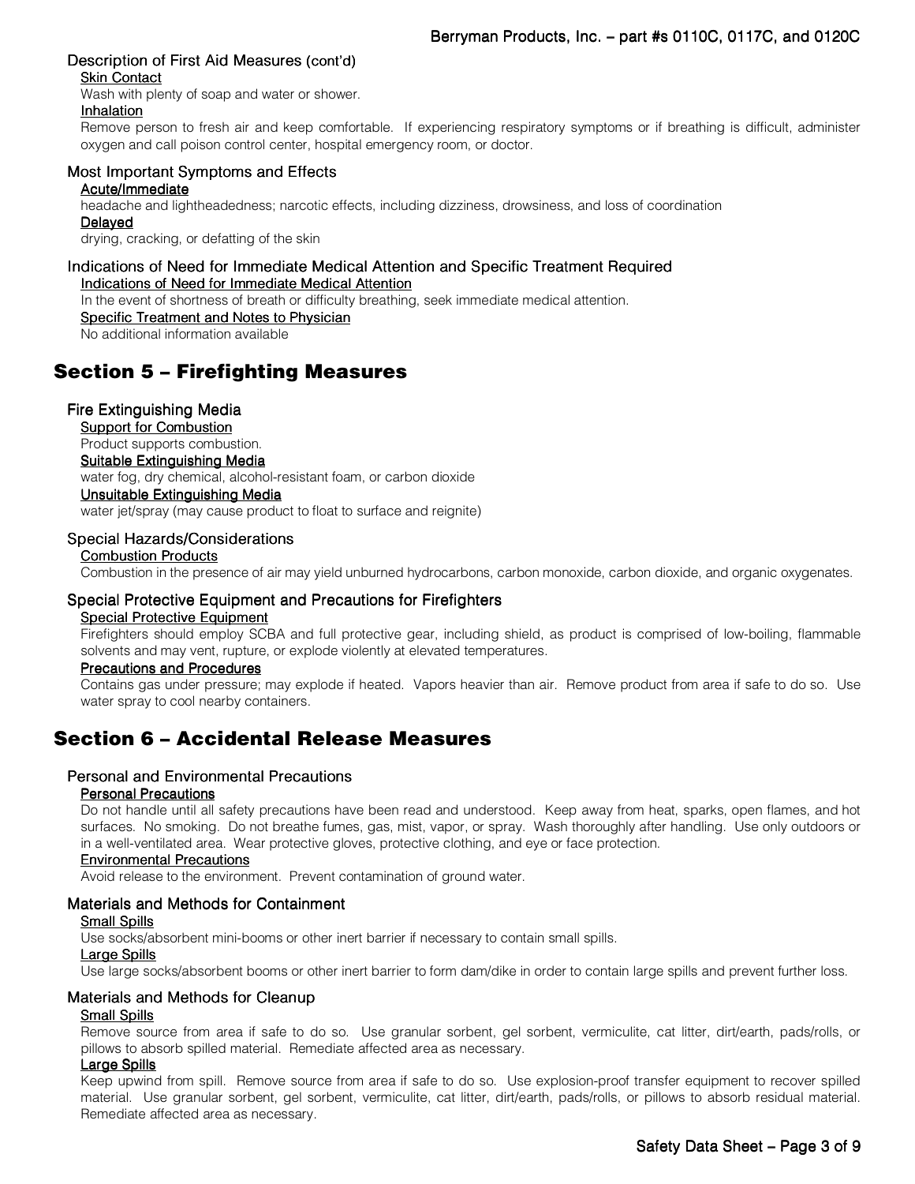### Description of First Aid Measures (cont'd)

Skin Contact

Wash with plenty of soap and water or shower.

Inhalation

Remove person to fresh air and keep comfortable. If experiencing respiratory symptoms or if breathing is difficult, administer oxygen and call poison control center, hospital emergency room, or doctor.

### Most Important Symptoms and Effects

Acute/Immediate

headache and lightheadedness; narcotic effects, including dizziness, drowsiness, and loss of coordination

Delayed

drying, cracking, or defatting of the skin

### Indications of Need for Immediate Medical Attention and Specific Treatment Required

Indications of Need for Immediate Medical Attention

In the event of shortness of breath or difficulty breathing, seek immediate medical attention.

Specific Treatment and Notes to Physician

No additional information available

## Section 5 – Firefighting Measures

### Fire Extinguishing Media

Support for Combustion

Product supports combustion.

Suitable Extinguishing Media

water fog, dry chemical, alcohol-resistant foam, or carbon dioxide

Unsuitable Extinguishing Media

water jet/spray (may cause product to float to surface and reignite)

### Special Hazards/Considerations

Combustion Products

Combustion in the presence of air may yield unburned hydrocarbons, carbon monoxide, carbon dioxide, and organic oxygenates.

### Special Protective Equipment and Precautions for Firefighters

Special Protective Equipment

Firefighters should employ SCBA and full protective gear, including shield, as product is comprised of low-boiling, flammable solvents and may vent, rupture, or explode violently at elevated temperatures.

Precautions and Procedures

Contains gas under pressure; may explode if heated. Vapors heavier than air. Remove product from area if safe to do so. Use water spray to cool nearby containers.

## Section 6 – Accidental Release Measures

### Personal and Environmental Precautions

Personal Precautions

Do not handle until all safety precautions have been read and understood. Keep away from heat, sparks, open flames, and hot surfaces. No smoking. Do not breathe fumes, gas, mist, vapor, or spray. Wash thoroughly after handling. Use only outdoors or in a well-ventilated area. Wear protective gloves, protective clothing, and eye or face protection.

Environmental Precautions

Avoid release to the environment. Prevent contamination of ground water.

### Materials and Methods for Containment

Small Spills

Use socks/absorbent mini-booms or other inert barrier if necessary to contain small spills.

Large Spills

Use large socks/absorbent booms or other inert barrier to form dam/dike in order to contain large spills and prevent further loss.

### Materials and Methods for Cleanup

Small Spills

Remove source from area if safe to do so. Use granular sorbent, gel sorbent, vermiculite, cat litter, dirt/earth, pads/rolls, or pillows to absorb spilled material. Remediate affected area as necessary.

Large Spills

Keep upwind from spill. Remove source from area if safe to do so. Use explosion-proof transfer equipment to recover spilled material. Use granular sorbent, gel sorbent, vermiculite, cat litter, dirt/earth, pads/rolls, or pillows to absorb residual material. Remediate affected area as necessary.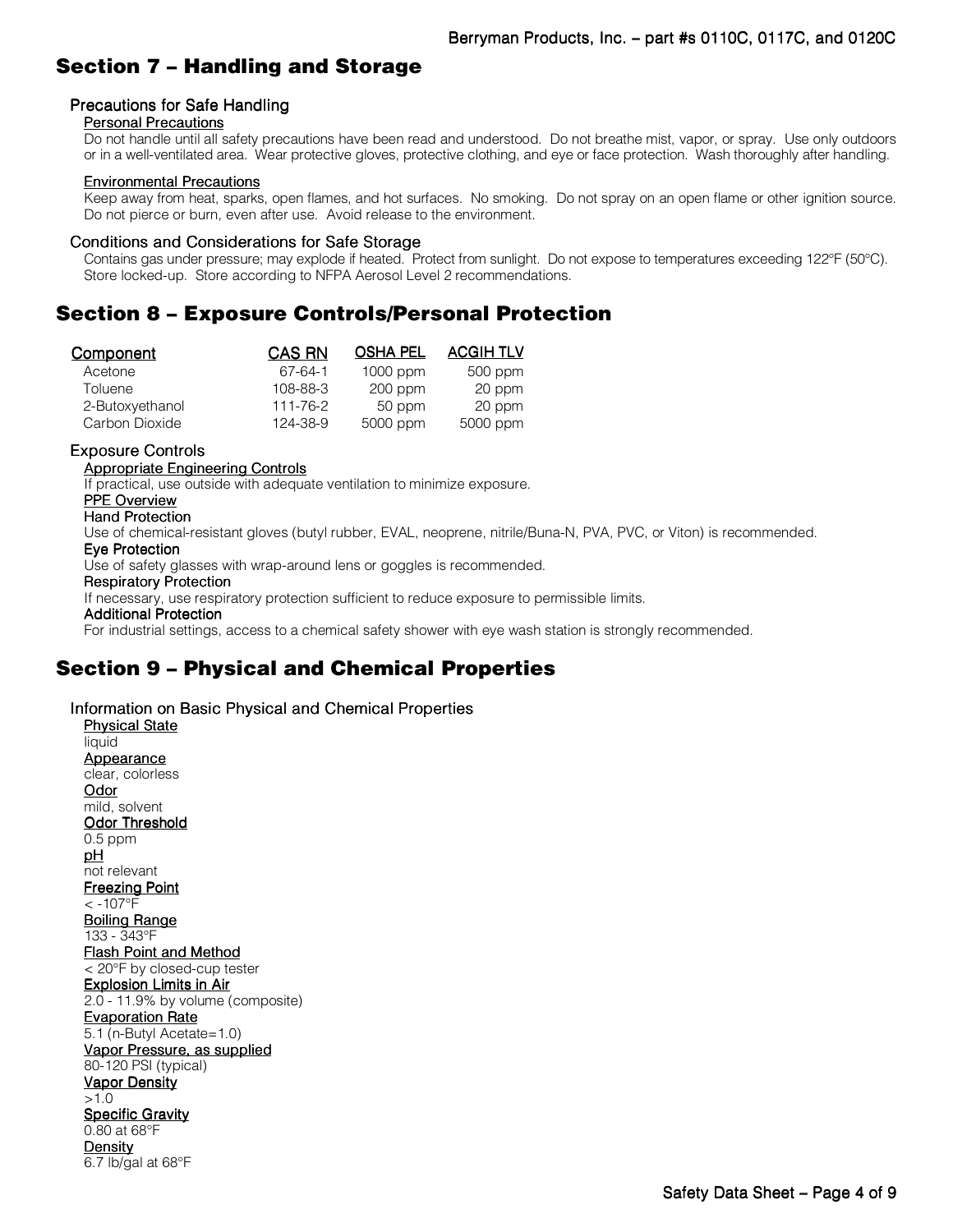## Section 7 – Handling and Storage

### Precautions for Safe Handling

**Personal Precautions**

Do not handle until all safety precautions have been read and understood. Do not breathe mist, vapor, or spray. Use only outdoors or in a well-ventilated area. Wear protective gloves, protective clothing, and eye or face protection. Wash thoroughly after handling.

**Environmental Precautions**

Keep away from heat, sparks, open flames, and hot surfaces. No smoking. Do not spray on an open flame or other ignition source. Do not pierce or burn, even after use. Avoid release to the environment.

### Conditions and Considerations for Safe Storage

Contains gas under pressure; may explode if heated. Protect from sunlight. Do not expose to temperatures exceeding 122°F (50°C). Store locked-up. Store according to NFPA Aerosol Level 2 recommendations.

## Section 8 – Exposure Controls/Personal Protection

| Component | CAS RN | OSHA PEL | ACGIH TLV |
|---|---|---|---|
| Acetone | 67-64-1 | 1000 ppm | 500 ppm |
| Toluene | 108-88-3 | 200 ppm | 20 ppm |
| 2-Butoxyethanol | 111-76-2 | 50 ppm | 20 ppm |
| Carbon Dioxide | 124-38-9 | 5000 ppm | 5000 ppm |

### Exposure Controls

**Appropriate Engineering Controls**

If practical, use outside with adequate ventilation to minimize exposure.

**PPE Overview**

**Hand Protection**

Use of chemical-resistant gloves (butyl rubber, EVAL, neoprene, nitrile/Buna-N, PVA, PVC, or Viton) is recommended.

**Eye Protection**

Use of safety glasses with wrap-around lens or goggles is recommended.

**Respiratory Protection**

If necessary, use respiratory protection sufficient to reduce exposure to permissible limits.

**Additional Protection**

For industrial settings, access to a chemical safety shower with eye wash station is strongly recommended.

## Section 9 – Physical and Chemical Properties

### Information on Basic Physical and Chemical Properties

**Physical State**

liquid

**Appearance**

clear, colorless

**Odor**

mild, solvent

**Odor Threshold**

0.5 ppm

**pH**

not relevant

**Freezing Point**

< -107°F

**Boiling Range**

133 - 343°F

**Flash Point and Method**

< 20°F by closed-cup tester

**Explosion Limits in Air**

2.0 - 11.9% by volume (composite)

**Evaporation Rate**

5.1 (n-Butyl Acetate=1.0)

**Vapor Pressure, as supplied**

80-120 PSI (typical)

**Vapor Density**

>1.0

**Specific Gravity**

0.80 at 68°F

**Density**

6.7 lb/gal at 68°F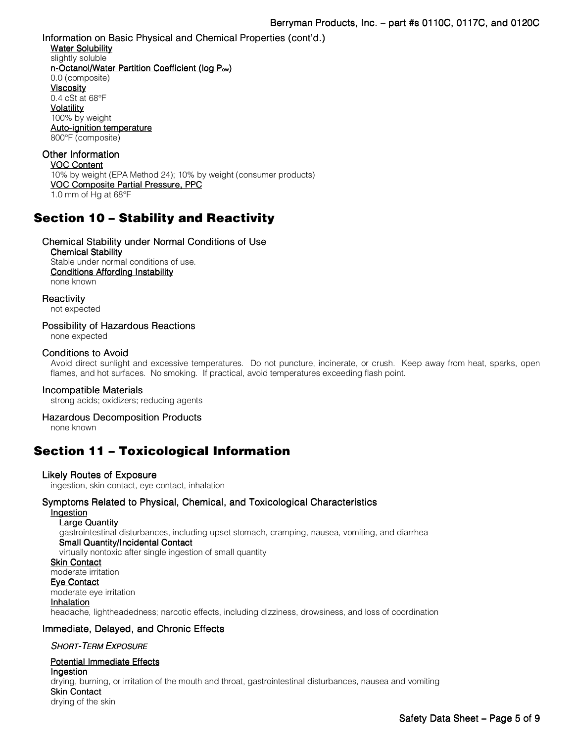### Information on Basic Physical and Chemical Properties (cont'd.)

**Water Solubility**
slightly soluble

**n-Octanol/Water Partition Coefficient (log $P_{ow}$)**
0.0 (composite)

**Viscosity**
0.4 cSt at 68°F

**Volatility**
100% by weight

**Auto-ignition temperature**
800°F (composite)

### Other Information

**VOC Content**
10% by weight (EPA Method 24); 10% by weight (consumer products)

**VOC Composite Partial Pressure, PPC**
1.0 mm of Hg at 68°F

## Section 10 – Stability and Reactivity

### Chemical Stability under Normal Conditions of Use

**Chemical Stability**
Stable under normal conditions of use.

**Conditions Affording Instability**
none known

### Reactivity
not expected

### Possibility of Hazardous Reactions
none expected

### Conditions to Avoid
Avoid direct sunlight and excessive temperatures. Do not puncture, incinerate, or crush. Keep away from heat, sparks, open flames, and hot surfaces. No smoking. If practical, avoid temperatures exceeding flash point.

### Incompatible Materials
strong acids; oxidizers; reducing agents

### Hazardous Decomposition Products
none known

## Section 11 – Toxicological Information

### Likely Routes of Exposure
ingestion, skin contact, eye contact, inhalation

### Symptoms Related to Physical, Chemical, and Toxicological Characteristics

**Ingestion**

Large Quantity
gastrointestinal disturbances, including upset stomach, cramping, nausea, vomiting, and diarrhea

Small Quantity/Incidental Contact
virtually nontoxic after single ingestion of small quantity

**Skin Contact**
moderate irritation

**Eye Contact**
moderate eye irritation

**Inhalation**
headache, lightheadedness; narcotic effects, including dizziness, drowsiness, and loss of coordination

### Immediate, Delayed, and Chronic Effects

*SHORT-TERM EXPOSURE*

**Potential Immediate Effects**

Ingestion
drying, burning, or irritation of the mouth and throat, gastrointestinal disturbances, nausea and vomiting

Skin Contact
drying of the skin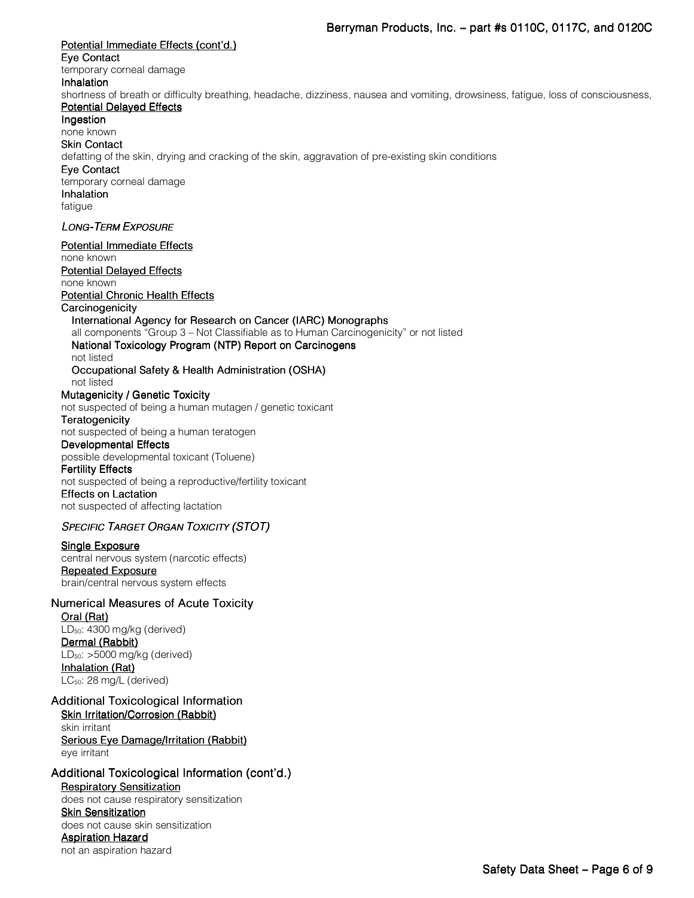Potential Immediate Effects (cont'd.)

**Eye Contact**

temporary corneal damage

**Inhalation**

shortness of breath or difficulty breathing, headache, dizziness, nausea and vomiting, drowsiness, fatigue, loss of consciousness,

Potential Delayed Effects

**Ingestion**

none known

**Skin Contact**

defatting of the skin, drying and cracking of the skin, aggravation of pre-existing skin conditions

**Eye Contact**

temporary corneal damage

**Inhalation**

fatigue

### *Long-Term Exposure*

Potential Immediate Effects

none known

Potential Delayed Effects

none known

Potential Chronic Health Effects

**Carcinogenicity**

International Agency for Research on Cancer (IARC) Monographs

all components "Group 3 – Not Classifiable as to Human Carcinogenicity" or not listed

National Toxicology Program (NTP) Report on Carcinogens

not listed

Occupational Safety & Health Administration (OSHA)

not listed

**Mutagenicity / Genetic Toxicity**

not suspected of being a human mutagen / genetic toxicant

**Teratogenicity**

not suspected of being a human teratogen

**Developmental Effects**

possible developmental toxicant (Toluene)

**Fertility Effects**

not suspected of being a reproductive/fertility toxicant

**Effects on Lactation**

not suspected of affecting lactation

### *Specific Target Organ Toxicity (STOT)*

Single Exposure

central nervous system (narcotic effects)

Repeated Exposure

brain/central nervous system effects

## Numerical Measures of Acute Toxicity

Oral (Rat)

$LD_{50}$: 4300 mg/kg (derived)

Dermal (Rabbit)

$LD_{50}$: >5000 mg/kg (derived)

Inhalation (Rat)

$LC_{50}$: 28 mg/L (derived)

## Additional Toxicological Information

Skin Irritation/Corrosion (Rabbit)

skin irritant

Serious Eye Damage/Irritation (Rabbit)

eye irritant

## Additional Toxicological Information (cont'd.)

Respiratory Sensitization

does not cause respiratory sensitization

Skin Sensitization

does not cause skin sensitization

Aspiration Hazard

not an aspiration hazard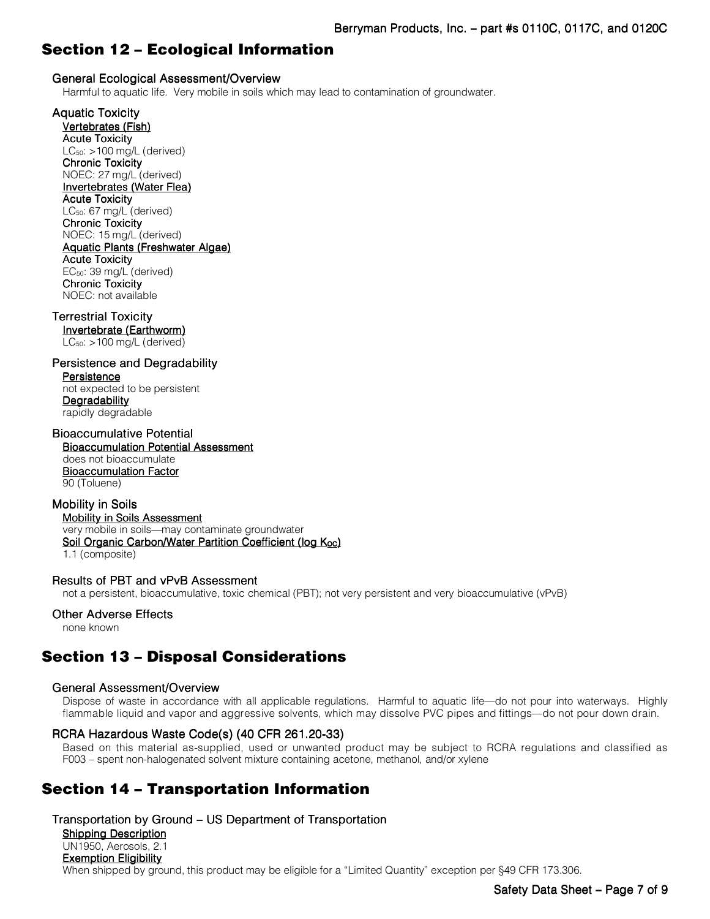## Section 12 – Ecological Information

### General Ecological Assessment/Overview

Harmful to aquatic life. Very mobile in soils which may lead to contamination of groundwater.

### Aquatic Toxicity

<u>Vertebrates (Fish)</u>

**Acute Toxicity**

$LC_{50}$: >100 mg/L (derived)

**Chronic Toxicity**

NOEC: 27 mg/L (derived)

<u>Invertebrates (Water Flea)</u>

**Acute Toxicity**

$LC_{50}$: 67 mg/L (derived)

**Chronic Toxicity**

NOEC: 15 mg/L (derived)

<u>Aquatic Plants (Freshwater Algae)</u>

**Acute Toxicity**

$EC_{50}$: 39 mg/L (derived)

**Chronic Toxicity**

NOEC: not available

### Terrestrial Toxicity

<u>Invertebrate (Earthworm)</u>

$LC_{50}$: >100 mg/L (derived)

### Persistence and Degradability

<u>Persistence</u>

not expected to be persistent

<u>Degradability</u>

rapidly degradable

### Bioaccumulative Potential

<u>Bioaccumulation Potential Assessment</u>

does not bioaccumulate

<u>Bioaccumulation Factor</u>

90 (Toluene)

### Mobility in Soils

<u>Mobility in Soils Assessment</u>

very mobile in soils—may contaminate groundwater

<u>Soil Organic Carbon/Water Partition Coefficient (log $K_{OC}$)</u>

1.1 (composite)

### Results of PBT and vPvB Assessment

not a persistent, bioaccumulative, toxic chemical (PBT); not very persistent and very bioaccumulative (vPvB)

### Other Adverse Effects

none known

## Section 13 – Disposal Considerations

### General Assessment/Overview

Dispose of waste in accordance with all applicable regulations. Harmful to aquatic life—do not pour into waterways. Highly flammable liquid and vapor and aggressive solvents, which may dissolve PVC pipes and fittings—do not pour down drain.

### RCRA Hazardous Waste Code(s) (40 CFR 261.20-33)

Based on this material as-supplied, used or unwanted product may be subject to RCRA regulations and classified as F003 – spent non-halogenated solvent mixture containing acetone, methanol, and/or xylene

## Section 14 – Transportation Information

### Transportation by Ground – US Department of Transportation

<u>Shipping Description</u>

UN1950, Aerosols, 2.1

<u>Exemption Eligibility</u>

When shipped by ground, this product may be eligible for a "Limited Quantity" exception per §49 CFR 173.306.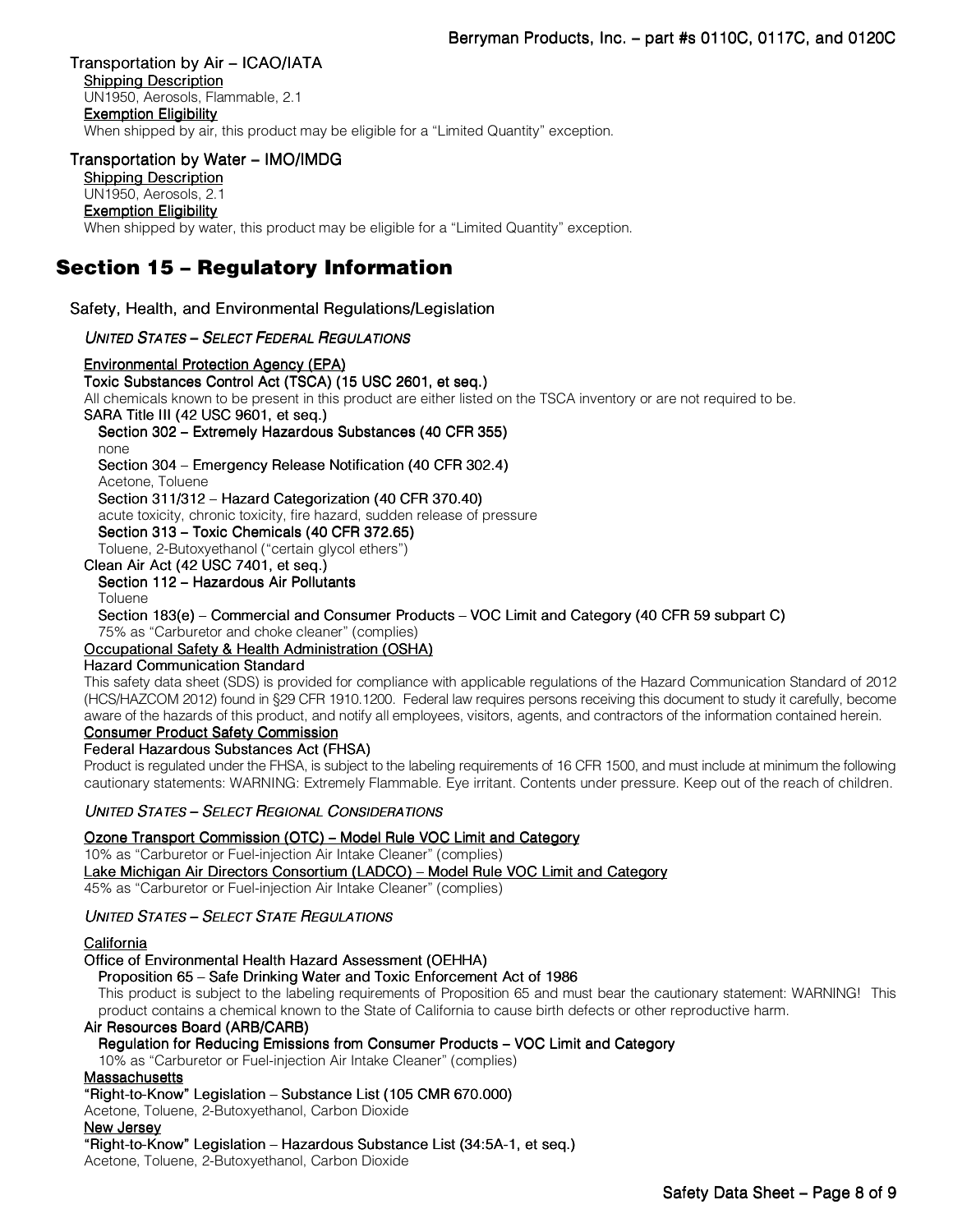### Transportation by Air – ICAO/IATA

Shipping Description

UN1950, Aerosols, Flammable, 2.1

Exemption Eligibility

When shipped by air, this product may be eligible for a "Limited Quantity" exception.

### Transportation by Water – IMO/IMDG

Shipping Description

UN1950, Aerosols, 2.1

Exemption Eligibility

When shipped by water, this product may be eligible for a "Limited Quantity" exception.

## Section 15 – Regulatory Information

### Safety, Health, and Environmental Regulations/Legislation

*UNITED STATES – SELECT FEDERAL REGULATIONS*

Environmental Protection Agency (EPA)

Toxic Substances Control Act (TSCA) (15 USC 2601, et seq.)

All chemicals known to be present in this product are either listed on the TSCA inventory or are not required to be.

SARA Title III (42 USC 9601, et seq.)

Section 302 – Extremely Hazardous Substances (40 CFR 355)

none

Section 304 – Emergency Release Notification (40 CFR 302.4)

Acetone, Toluene

Section 311/312 – Hazard Categorization (40 CFR 370.40)

acute toxicity, chronic toxicity, fire hazard, sudden release of pressure

Section 313 – Toxic Chemicals (40 CFR 372.65)

Toluene, 2-Butoxyethanol ("certain glycol ethers")

Clean Air Act (42 USC 7401, et seq.)

Section 112 – Hazardous Air Pollutants

Toluene

Section 183(e) – Commercial and Consumer Products – VOC Limit and Category (40 CFR 59 subpart C)

75% as "Carburetor and choke cleaner" (complies)

Occupational Safety & Health Administration (OSHA)

Hazard Communication Standard

This safety data sheet (SDS) is provided for compliance with applicable regulations of the Hazard Communication Standard of 2012 (HCS/HAZCOM 2012) found in §29 CFR 1910.1200. Federal law requires persons receiving this document to study it carefully, become aware of the hazards of this product, and notify all employees, visitors, agents, and contractors of the information contained herein.

Consumer Product Safety Commission

Federal Hazardous Substances Act (FHSA)

Product is regulated under the FHSA, is subject to the labeling requirements of 16 CFR 1500, and must include at minimum the following cautionary statements: WARNING: Extremely Flammable. Eye irritant. Contents under pressure. Keep out of the reach of children.

*UNITED STATES – SELECT REGIONAL CONSIDERATIONS*

Ozone Transport Commission (OTC) – Model Rule VOC Limit and Category

10% as "Carburetor or Fuel-injection Air Intake Cleaner" (complies)

Lake Michigan Air Directors Consortium (LADCO) – Model Rule VOC Limit and Category

45% as "Carburetor or Fuel-injection Air Intake Cleaner" (complies)

*UNITED STATES – SELECT STATE REGULATIONS*

California

Office of Environmental Health Hazard Assessment (OEHHA)

Proposition 65 – Safe Drinking Water and Toxic Enforcement Act of 1986

This product is subject to the labeling requirements of Proposition 65 and must bear the cautionary statement: WARNING! This product contains a chemical known to the State of California to cause birth defects or other reproductive harm.

Air Resources Board (ARB/CARB)

Regulation for Reducing Emissions from Consumer Products – VOC Limit and Category

10% as "Carburetor or Fuel-injection Air Intake Cleaner" (complies)

Massachusetts

"Right-to-Know" Legislation – Substance List (105 CMR 670.000)

Acetone, Toluene, 2-Butoxyethanol, Carbon Dioxide

New Jersey

"Right-to-Know" Legislation – Hazardous Substance List (34:5A-1, et seq.)

Acetone, Toluene, 2-Butoxyethanol, Carbon Dioxide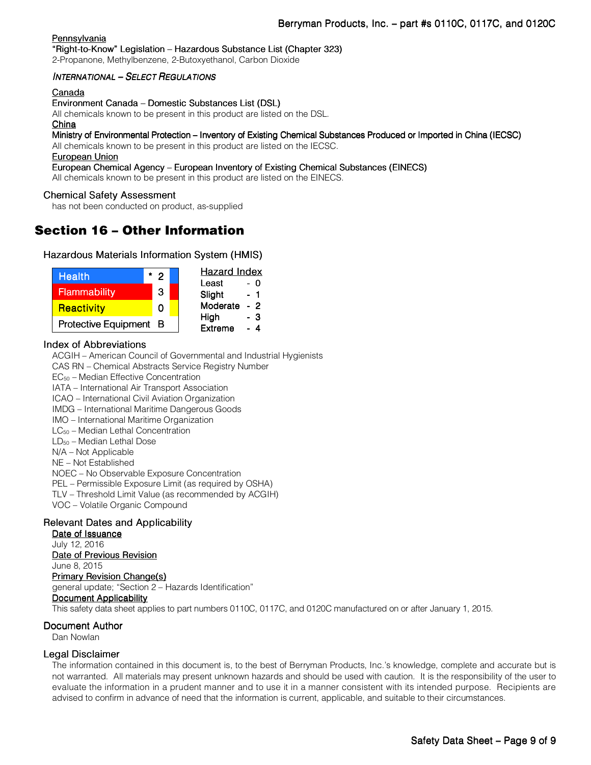Pennsylvania

"Right-to-Know" Legislation – Hazardous Substance List (Chapter 323)

2-Propanone, Methylbenzene, 2-Butoxyethanol, Carbon Dioxide

*INTERNATIONAL – SELECT REGULATIONS*

Canada

Environment Canada – Domestic Substances List (DSL)

All chemicals known to be present in this product are listed on the DSL.

China

Ministry of Environmental Protection – Inventory of Existing Chemical Substances Produced or Imported in China (IECSC)

All chemicals known to be present in this product are listed on the IECSC.

European Union

European Chemical Agency – European Inventory of Existing Chemical Substances (EINECS)

All chemicals known to be present in this product are listed on the EINECS.

Chemical Safety Assessment

has not been conducted on product, as-supplied

## Section 16 – Other Information

Hazardous Materials Information System (HMIS)

| | |
|---|---|
| Health | * 2 |
| Flammability | 3 |
| Reactivity | 0 |
| Protective Equipment | B |

| Hazard Index | |
|---|---|
| Least | - 0 |
| Slight | - 1 |
| Moderate | - 2 |
| High | - 3 |
| Extreme | - 4 |

Index of Abbreviations

ACGIH – American Council of Governmental and Industrial Hygienists
CAS RN – Chemical Abstracts Service Registry Number
$EC_{50}$ – Median Effective Concentration
IATA – International Air Transport Association
ICAO – International Civil Aviation Organization
IMDG – International Maritime Dangerous Goods
IMO – International Maritime Organization
$LC_{50}$ – Median Lethal Concentration
$LD_{50}$ – Median Lethal Dose
N/A – Not Applicable
NE – Not Established
NOEC – No Observable Exposure Concentration
PEL – Permissible Exposure Limit (as required by OSHA)
TLV – Threshold Limit Value (as recommended by ACGIH)
VOC – Volatile Organic Compound

Relevant Dates and Applicability

Date of Issuance

July 12, 2016

Date of Previous Revision

June 8, 2015

Primary Revision Change(s)

general update; "Section 2 – Hazards Identification"

Document Applicability

This safety data sheet applies to part numbers 0110C, 0117C, and 0120C manufactured on or after January 1, 2015.

Document Author

Dan Nowlan

Legal Disclaimer

The information contained in this document is, to the best of Berryman Products, Inc.'s knowledge, complete and accurate but is not warranted. All materials may present unknown hazards and should be used with caution. It is the responsibility of the user to evaluate the information in a prudent manner and to use it in a manner consistent with its intended purpose. Recipients are advised to confirm in advance of need that the information is current, applicable, and suitable to their circumstances.